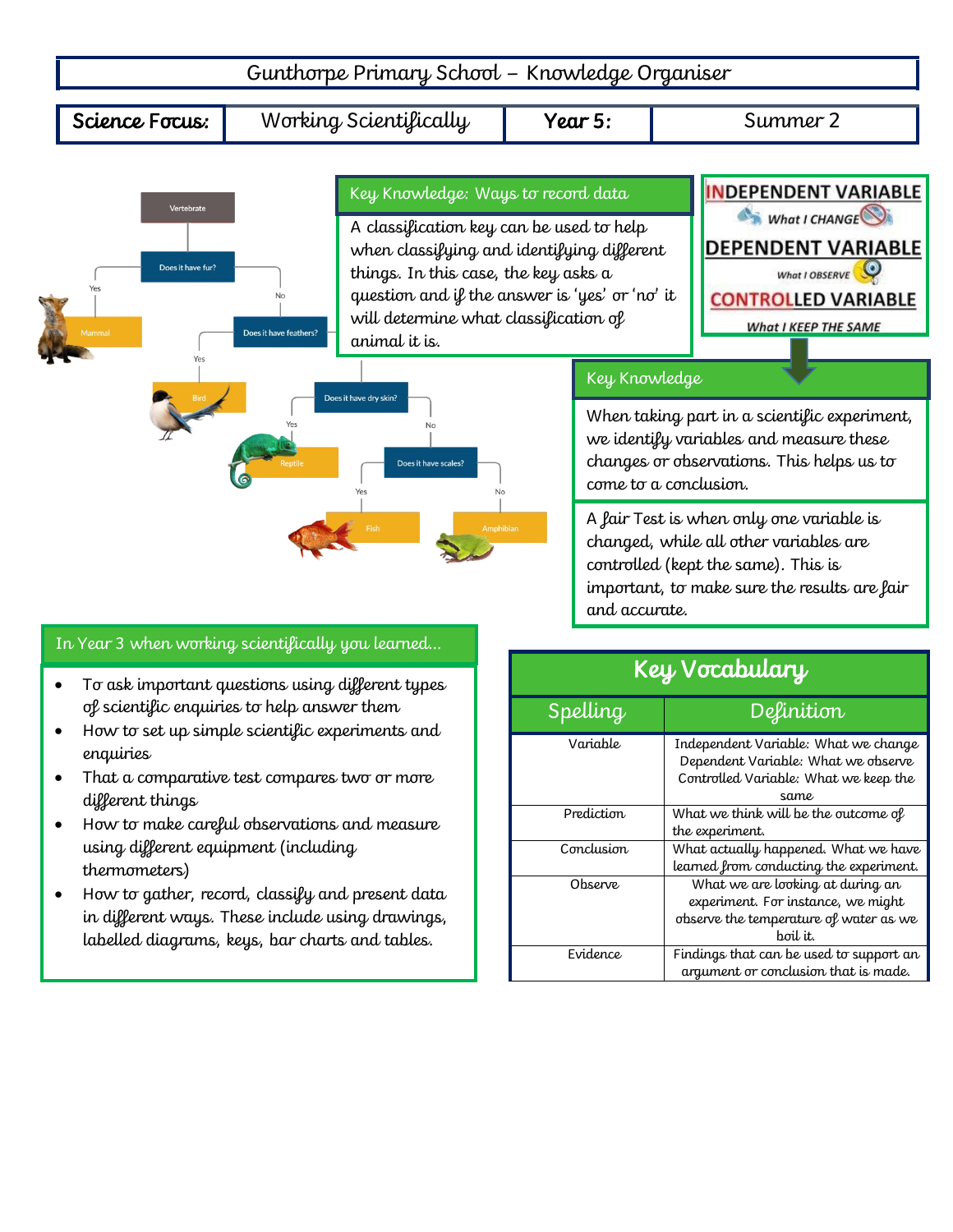# Gunthorpe Primary School – Knowledge Organiser

| **Science Focus:** | Working Scientifically | **Year 5:** | Summer 2 |
|---|---|---|---|

Vertebrate

Does it have fur?

- Yes → Mammal
- No → Does it have feathers?
  - Yes → Bird
  - No → Does it have dry skin?
    - Yes → Reptile
    - No → Does it have scales?
      - Yes → Fish
      - No → Amphibian

## Key Knowledge: Ways to record data

A classification key can be used to help when classifying and identifying different things. In this case, the key asks a question and if the answer is 'yes' or 'no' it will determine what classification of animal it is.

**INDEPENDENT VARIABLE**
*What I CHANGE*

**DEPENDENT VARIABLE**
*What I OBSERVE*

**CONTROLLED VARIABLE**
*What I KEEP THE SAME*

## Key Knowledge

When taking part in a scientific experiment, we identify variables and measure these changes or observations. This helps us to come to a conclusion.

A fair Test is when only one variable is changed, while all other variables are controlled (kept the same). This is important, to make sure the results are fair and accurate.

## In Year 3 when working scientifically you learned...

- To ask important questions using different types of scientific enquiries to help answer them
- How to set up simple scientific experiments and enquiries
- That a comparative test compares two or more different things
- How to make careful observations and measure using different equipment (including thermometers)
- How to gather, record, classify and present data in different ways. These include using drawings, labelled diagrams, keys, bar charts and tables.

## Key Vocabulary

| Spelling | Definition |
|---|---|
| Variable | Independent Variable: What we change<br>Dependent Variable: What we observe<br>Controlled Variable: What we keep the same |
| Prediction | What we think will be the outcome of the experiment. |
| Conclusion | What actually happened. What we have learned from conducting the experiment. |
| Observe | What we are looking at during an experiment. For instance, we might observe the temperature of water as we boil it. |
| Evidence | Findings that can be used to support an argument or conclusion that is made. |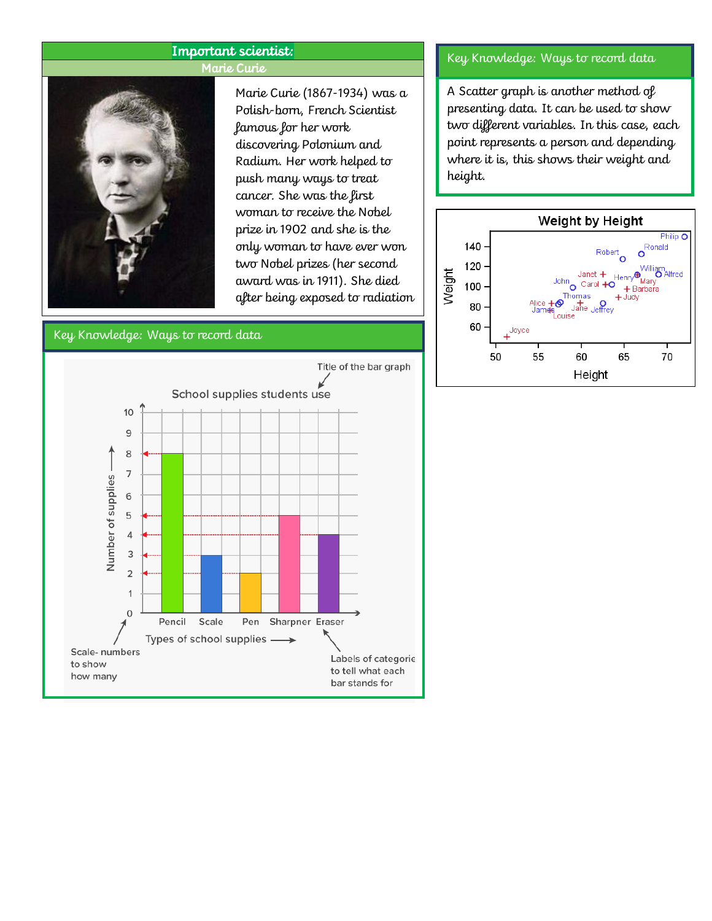## Important scientist:

### Marie Curie

Marie Curie (1867-1934) was a Polish-born, French Scientist famous for her work discovering Polonium and Radium. Her work helped to push many ways to treat cancer. She was the first woman to receive the Nobel prize in 1902 and she is the only woman to have ever won two Nobel prizes (her second award was in 1911). She died after being exposed to radiation

## Key Knowledge: Ways to record data

Title of the bar graph

School supplies students use

10
9
8
7
6
5
4
3
2
1
0

Number of supplies

Pencil
Scale
Pen
Sharpner
Eraser

Types of school supplies

Scale- numbers to show how many

Labels of categorie to tell what each bar stands for

## Key Knowledge: Ways to record data

A Scatter graph is another method of presenting data. It can be used to show two different variables. In this case, each point represents a person and depending where it is, this shows their weight and height.

Weight by Height

Weight

140
120
100
80
60

Philip
Ronald
Robert
William
Alfred
Janet
Henry
John
Carol
Mary
Barbara
Thomas
Judy
Alice
James
Jane
Jeffrey
Louise
Joyce

50
55
60
65
70

Height